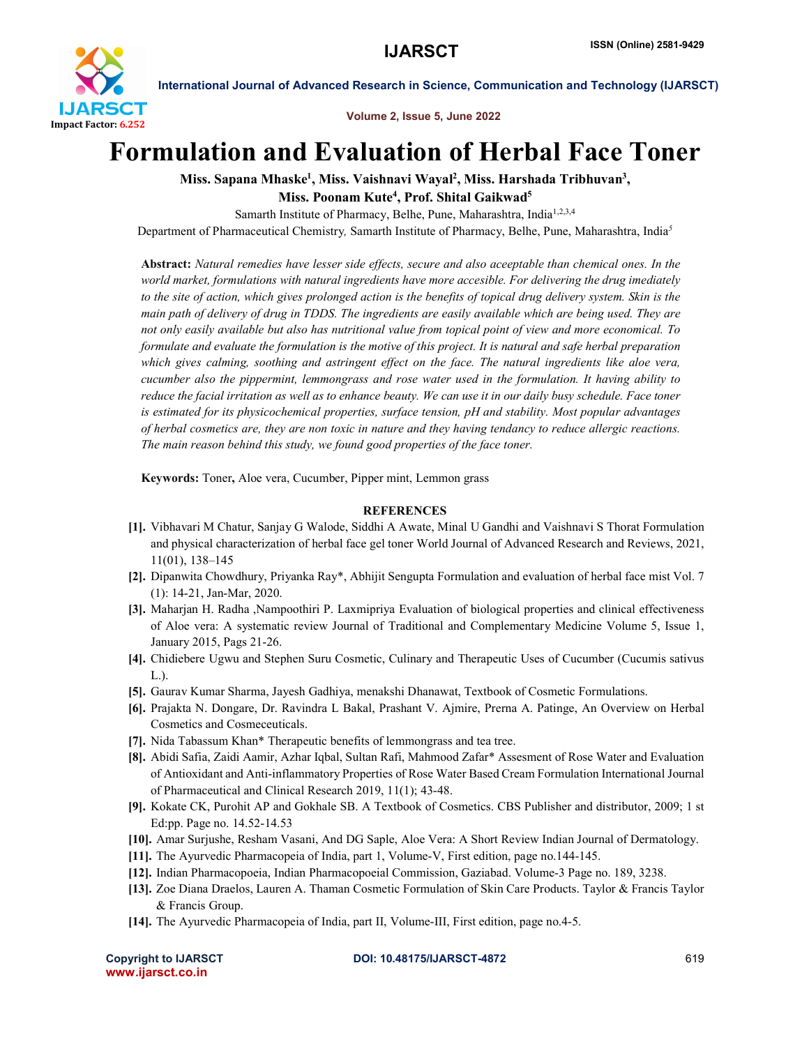# Formulation and Evaluation of Herbal Face Toner

**Miss. Sapana Mhaske[1], Miss. Vaishnavi Wayal[2], Miss. Harshada Tribhuvan[3], Miss. Poonam Kute[4], Prof. Shital Gaikwad[5]**

Samarth Institute of Pharmacy, Belhe, Pune, Maharashtra, India[1,2,3,4]

Department of Pharmaceutical Chemistry, Samarth Institute of Pharmacy, Belhe, Pune, Maharashtra, India[5]

**Abstract:** *Natural remedies have lesser side effects, secure and also aceeptable than chemical ones. In the world market, formulations with natural ingredients have more accesible. For delivering the drug imediately to the site of action, which gives prolonged action is the benefits of topical drug delivery system. Skin is the main path of delivery of drug in TDDS. The ingredients are easily available which are being used. They are not only easily available but also has nutritional value from topical point of view and more economical. To formulate and evaluate the formulation is the motive of this project. It is natural and safe herbal preparation which gives calming, soothing and astringent effect on the face. The natural ingredients like aloe vera, cucumber also the pippermint, lemmongrass and rose water used in the formulation. It having ability to reduce the facial irritation as well as to enhance beauty. We can use it in our daily busy schedule. Face toner is estimated for its physicochemical properties, surface tension, pH and stability. Most popular advantages of herbal cosmetics are, they are non toxic in nature and they having tendancy to reduce allergic reactions. The main reason behind this study, we found good properties of the face toner.*

**Keywords:** Toner**,** Aloe vera, Cucumber, Pipper mint, Lemmon grass

## REFERENCES

**[1].** Vibhavari M Chatur, Sanjay G Walode, Siddhi A Awate, Minal U Gandhi and Vaishnavi S Thorat Formulation and physical characterization of herbal face gel toner World Journal of Advanced Research and Reviews, 2021, 11(01), 138–145

**[2].** Dipanwita Chowdhury, Priyanka Ray*, Abhijit Sengupta Formulation and evaluation of herbal face mist Vol. 7 (1): 14-21, Jan-Mar, 2020.

**[3].** Maharjan H. Radha ,Nampoothiri P. Laxmipriya Evaluation of biological properties and clinical effectiveness of Aloe vera: A systematic review Journal of Traditional and Complementary Medicine Volume 5, Issue 1, January 2015, Pags 21-26.

**[4].** Chidiebere Ugwu and Stephen Suru Cosmetic, Culinary and Therapeutic Uses of Cucumber (Cucumis sativus L.).

**[5].** Gaurav Kumar Sharma, Jayesh Gadhiya, menakshi Dhanawat, Textbook of Cosmetic Formulations.

**[6].** Prajakta N. Dongare, Dr. Ravindra L Bakal, Prashant V. Ajmire, Prerna A. Patinge, An Overview on Herbal Cosmetics and Cosmeceuticals.

**[7].** Nida Tabassum Khan* Therapeutic benefits of lemmongrass and tea tree.

**[8].** Abidi Safia, Zaidi Aamir, Azhar Iqbal, Sultan Rafi, Mahmood Zafar* Assesment of Rose Water and Evaluation of Antioxidant and Anti-inflammatory Properties of Rose Water Based Cream Formulation International Journal of Pharmaceutical and Clinical Research 2019, 11(1); 43-48.

**[9].** Kokate CK, Purohit AP and Gokhale SB. A Textbook of Cosmetics. CBS Publisher and distributor, 2009; 1 st Ed:pp. Page no. 14.52-14.53

**[10].** Amar Surjushe, Resham Vasani, And DG Saple, Aloe Vera: A Short Review Indian Journal of Dermatology.

**[11].** The Ayurvedic Pharmacopeia of India, part 1, Volume-V, First edition, page no.144-145.

**[12].** Indian Pharmacopoeia, Indian Pharmacopoeial Commission, Gaziabad. Volume-3 Page no. 189, 3238.

**[13].** Zoe Diana Draelos, Lauren A. Thaman Cosmetic Formulation of Skin Care Products. Taylor & Francis Taylor & Francis Group.

**[14].** The Ayurvedic Pharmacopeia of India, part II, Volume-III, First edition, page no.4-5.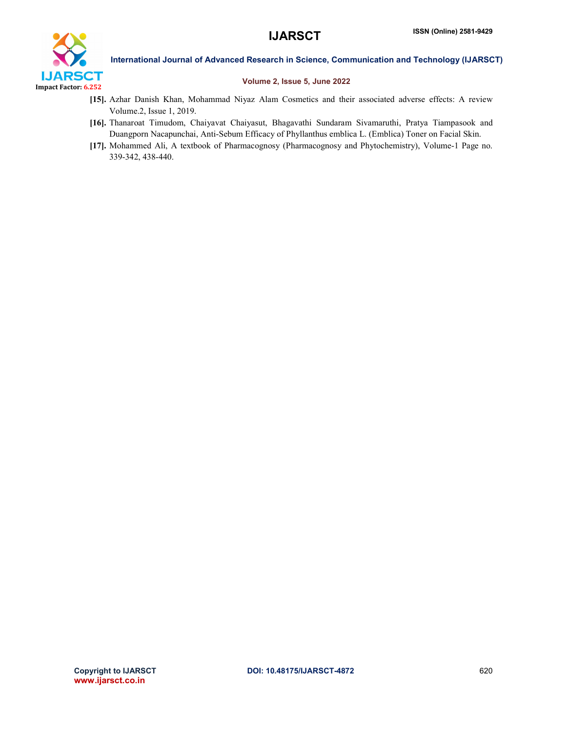[15]. Azhar Danish Khan, Mohammad Niyaz Alam Cosmetics and their associated adverse effects: A review Volume.2, Issue 1, 2019.

[16]. Thanaroat Timudom, Chaiyavat Chaiyasut, Bhagavathi Sundaram Sivamaruthi, Pratya Tiampasook and Duangporn Nacapunchai, Anti-Sebum Efficacy of Phyllanthus emblica L. (Emblica) Toner on Facial Skin.

[17]. Mohammed Ali, A textbook of Pharmacognosy (Pharmacognosy and Phytochemistry), Volume-1 Page no. 339-342, 438-440.